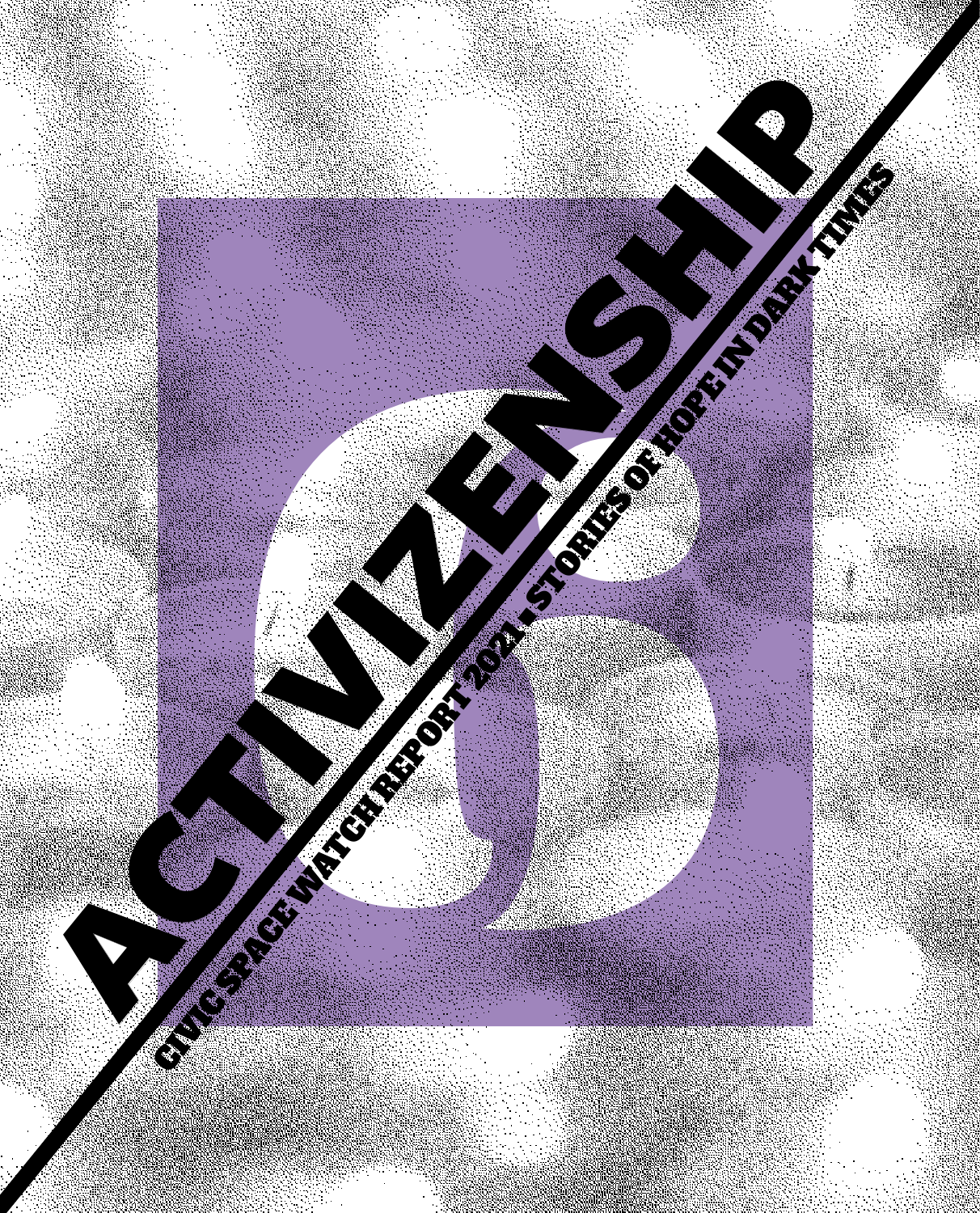# ACTIVIZENSHIP

## CIVIC SPACE WATCH REPORT 2021 - STORIES OF HOPE IN DARK TIMES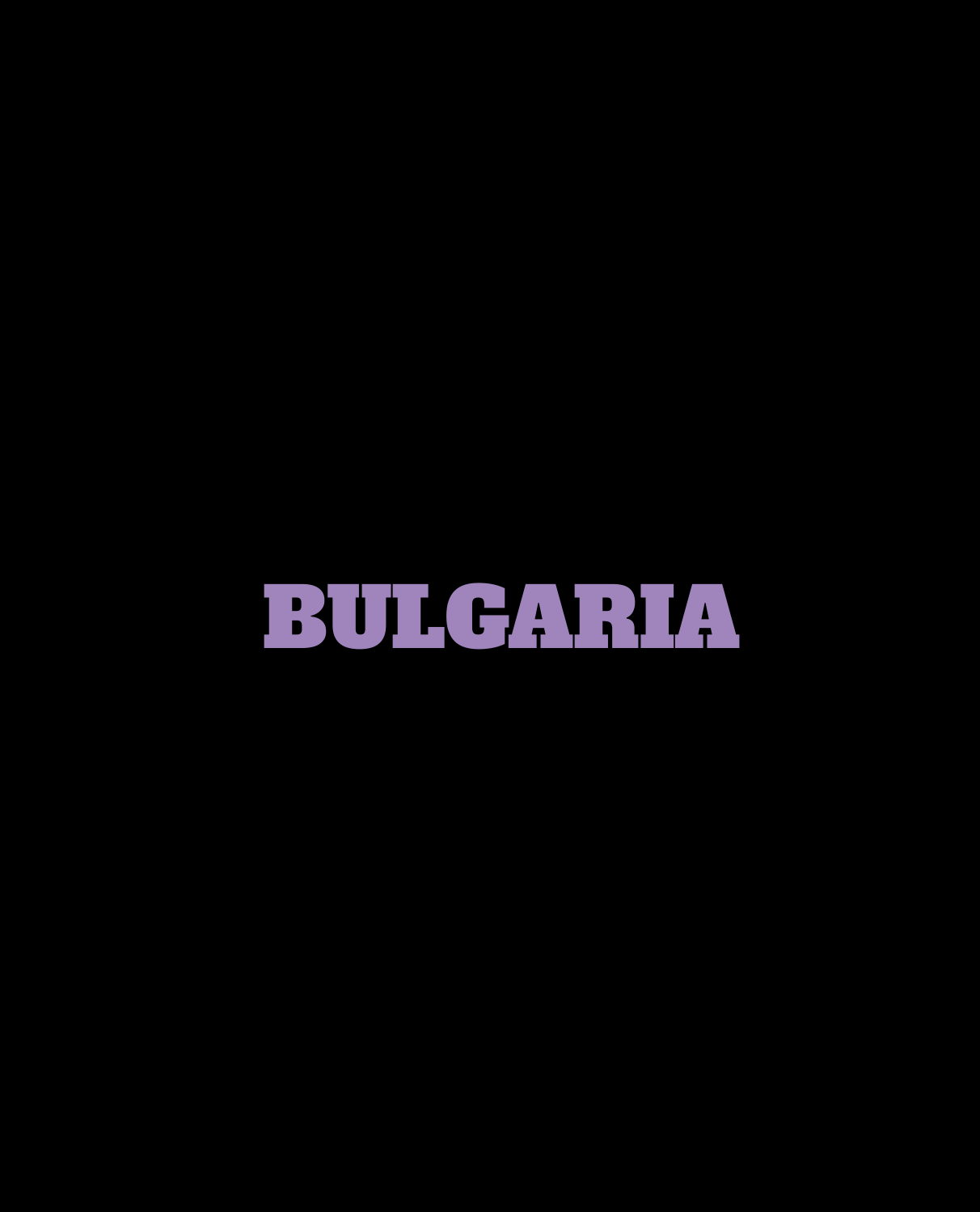# BULGARIA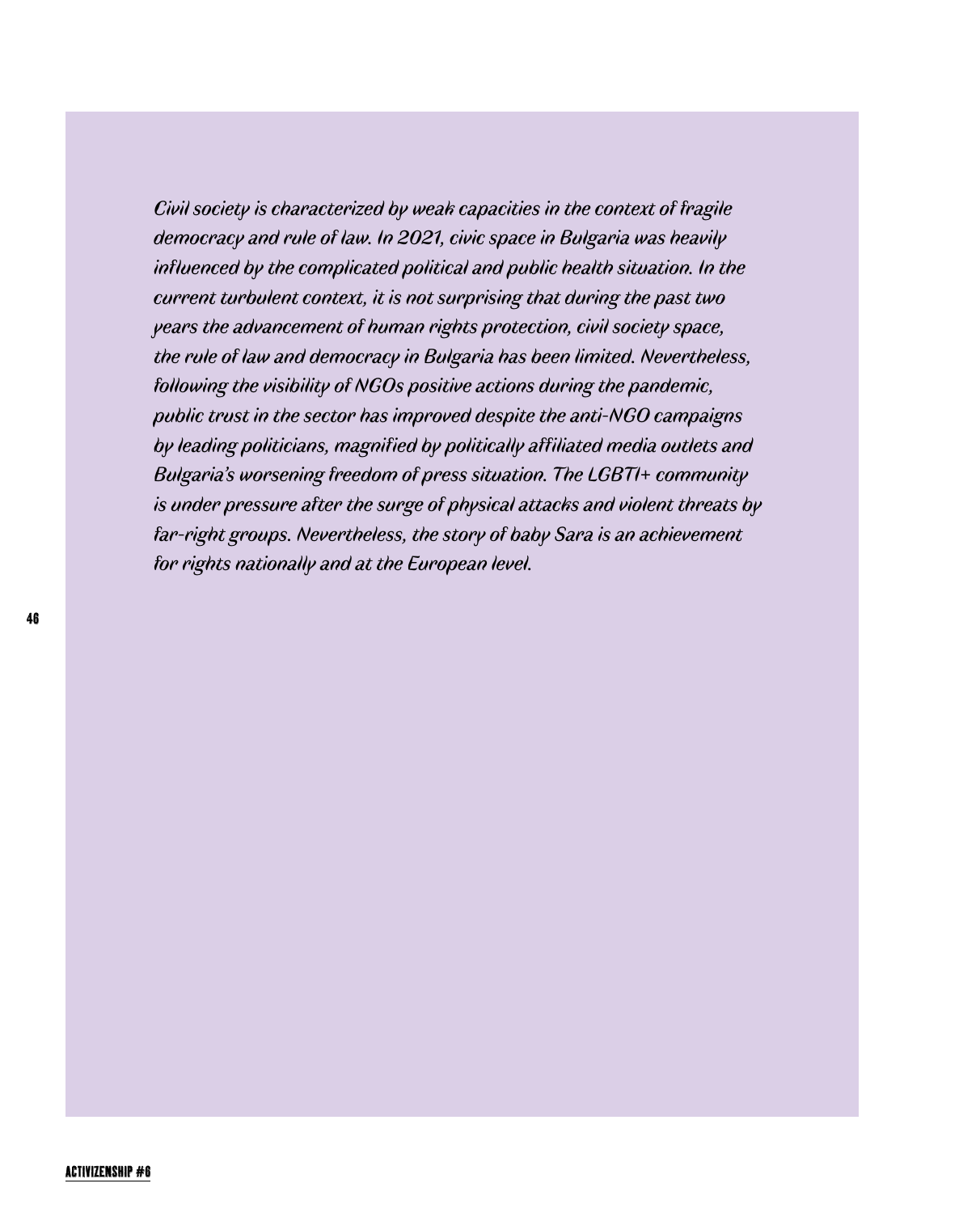*Civil society is characterized by weak capacities in the context of fragile democracy and rule of law. In 2021, civic space in Bulgaria was heavily influenced by the complicated political and public health situation. In the current turbulent context, it is not surprising that during the past two years the advancement of human rights protection, civil society space, the rule of law and democracy in Bulgaria has been limited. Nevertheless, following the visibility of NGOs positive actions during the pandemic, public trust in the sector has improved despite the anti-NGO campaigns by leading politicians, magnified by politically affiliated media outlets and Bulgaria's worsening freedom of press situation. The LGBTI+ community is under pressure after the surge of physical attacks and violent threats by far-right groups. Nevertheless, the story of baby Sara is an achievement for rights nationally and at the European level.*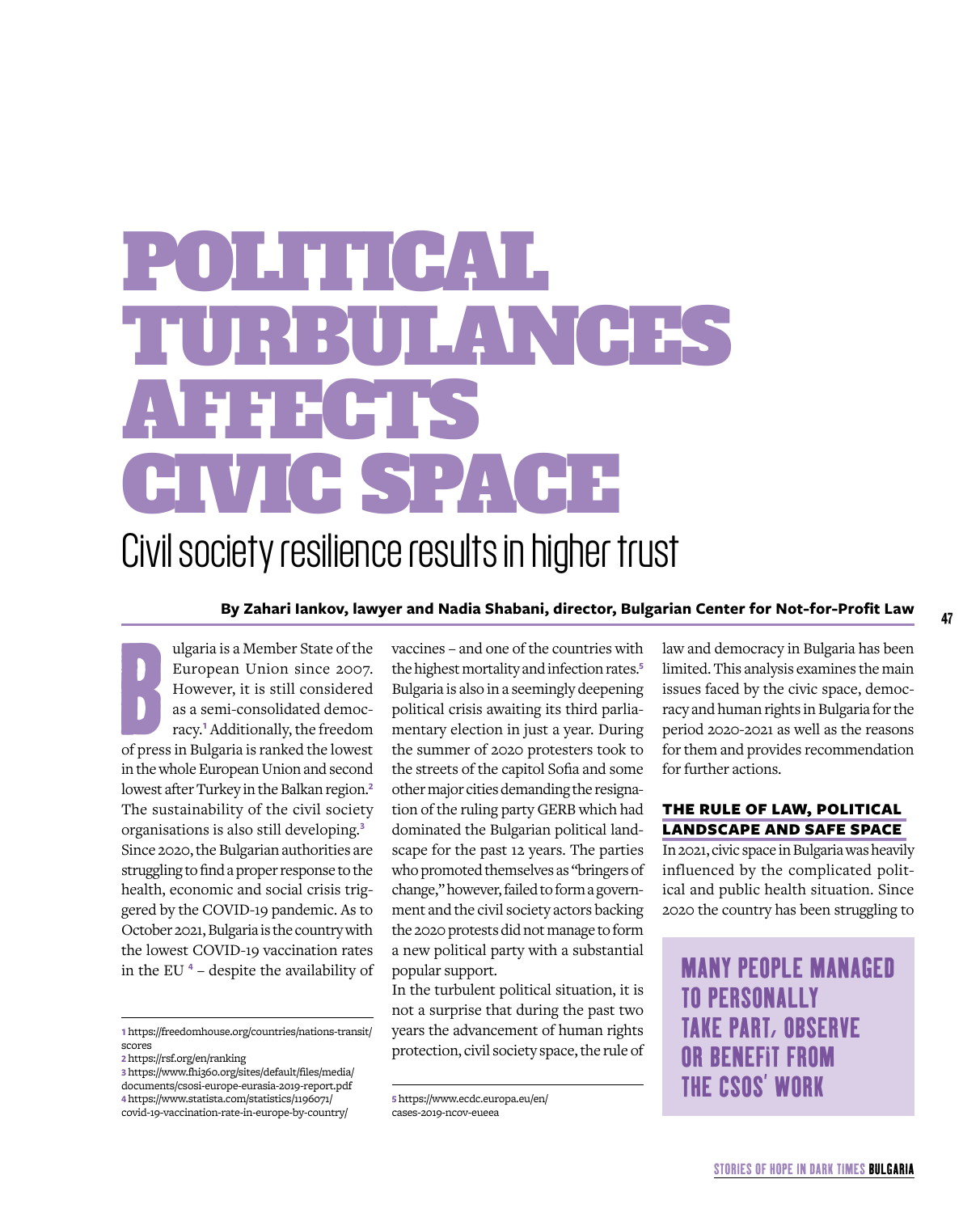# POLITICAL TURBULANCES AFFECTS CIVIC SPACE

## Civil society resilience results in higher trust

**By Zahari Iankov, lawyer and Nadia Shabani, director, Bulgarian Center for Not-for-Profit Law**

Bulgaria is a Member State of the European Union since 2007. However, it is still considered as a semi-consolidated democracy.[1] Additionally, the freedom of press in Bulgaria is ranked the lowest in the whole European Union and second lowest after Turkey in the Balkan region.[2] The sustainability of the civil society organisations is also still developing.[3] Since 2020, the Bulgarian authorities are struggling to find a proper response to the health, economic and social crisis triggered by the COVID-19 pandemic. As to October 2021, Bulgaria is the country with the lowest COVID-19 vaccination rates in the EU [4] – despite the availability of vaccines – and one of the countries with the highest mortality and infection rates.[5] Bulgaria is also in a seemingly deepening political crisis awaiting its third parliamentary election in just a year. During the summer of 2020 protesters took to the streets of the capitol Sofia and some other major cities demanding the resignation of the ruling party GERB which had dominated the Bulgarian political landscape for the past 12 years. The parties who promoted themselves as "bringers of change," however, failed to form a government and the civil society actors backing the 2020 protests did not manage to form a new political party with a substantial popular support.

In the turbulent political situation, it is not a surprise that during the past two years the advancement of human rights protection, civil society space, the rule of law and democracy in Bulgaria has been limited. This analysis examines the main issues faced by the civic space, democracy and human rights in Bulgaria for the period 2020-2021 as well as the reasons for them and provides recommendation for further actions.

### THE RULE OF LAW, POLITICAL LANDSCAPE AND SAFE SPACE

In 2021, civic space in Bulgaria was heavily influenced by the complicated political and public health situation. Since 2020 the country has been struggling to

> MANY PEOPLE MANAGED TO PERSONALLY TAKE PART, OBSERVE OR BENEFIT FROM THE CSOS' WORK

---

1 https://freedomhouse.org/countries/nations-transit/scores

2 https://rsf.org/en/ranking

3 https://www.fhi360.org/sites/default/files/media/documents/csosi-europe-eurasia-2019-report.pdf

4 https://www.statista.com/statistics/1196071/covid-19-vaccination-rate-in-europe-by-country/

5 https://www.ecdc.europa.eu/en/cases-2019-ncov-eueea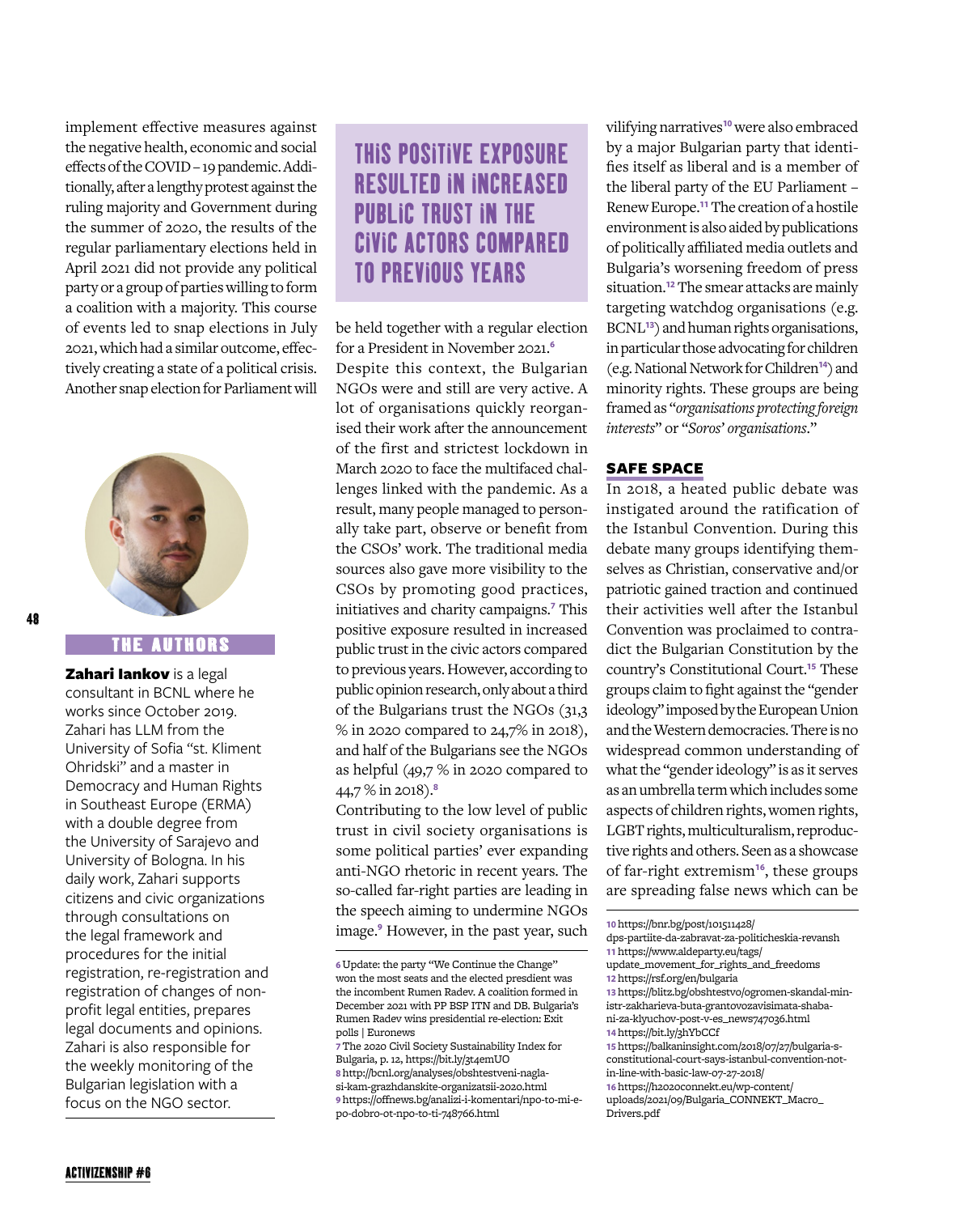implement effective measures against the negative health, economic and social effects of the COVID – 19 pandemic. Additionally, after a lengthy protest against the ruling majority and Government during the summer of 2020, the results of the regular parliamentary elections held in April 2021 did not provide any political party or a group of parties willing to form a coalition with a majority. This course of events led to snap elections in July 2021, which had a similar outcome, effectively creating a state of a political crisis. Another snap election for Parliament will be held together with a regular election for a President in November 2021.[6]

> THIS POSITIVE EXPOSURE RESULTED IN INCREASED PUBLIC TRUST IN THE CIVIC ACTORS COMPARED TO PREVIOUS YEARS

Despite this context, the Bulgarian NGOs were and still are very active. A lot of organisations quickly reorganised their work after the announcement of the first and strictest lockdown in March 2020 to face the multifaced challenges linked with the pandemic. As a result, many people managed to personally take part, observe or benefit from the CSOs' work. The traditional media sources also gave more visibility to the CSOs by promoting good practices, initiatives and charity campaigns.[7] This positive exposure resulted in increased public trust in the civic actors compared to previous years. However, according to public opinion research, only about a third of the Bulgarians trust the NGOs (31,3 % in 2020 compared to 24,7% in 2018), and half of the Bulgarians see the NGOs as helpful (49,7 % in 2020 compared to 44,7 % in 2018).[8]

Contributing to the low level of public trust in civil society organisations is some political parties' ever expanding anti-NGO rhetoric in recent years. The so-called far-right parties are leading in the speech aiming to undermine NGOs image.[9] However, in the past year, such vilifying narratives[10] were also embraced by a major Bulgarian party that identifies itself as liberal and is a member of the liberal party of the EU Parliament – Renew Europe.[11] The creation of a hostile environment is also aided by publications of politically affiliated media outlets and Bulgaria's worsening freedom of press situation.[12] The smear attacks are mainly targeting watchdog organisations (e.g. BCNL[13]) and human rights organisations, in particular those advocating for children (e.g. National Network for Children[14]) and minority rights. These groups are being framed as "*organisations protecting foreign interests*" or "*Soros' organisations*."

## SAFE SPACE

In 2018, a heated public debate was instigated around the ratification of the Istanbul Convention. During this debate many groups identifying themselves as Christian, conservative and/or patriotic gained traction and continued their activities well after the Istanbul Convention was proclaimed to contradict the Bulgarian Constitution by the country's Constitutional Court.[15] These groups claim to fight against the "gender ideology" imposed by the European Union and the Western democracies. There is no widespread common understanding of what the "gender ideology" is as it serves as an umbrella term which includes some aspects of children rights, women rights, LGBT rights, multiculturalism, reproductive rights and others. Seen as a showcase of far-right extremism[16], these groups are spreading false news which can be

### THE AUTHORS

**Zahari Iankov** is a legal consultant in BCNL where he works since October 2019. Zahari has LLM from the University of Sofia "st. Kliment Ohridski" and a master in Democracy and Human Rights in Southeast Europe (ERMA) with a double degree from the University of Sarajevo and University of Bologna. In his daily work, Zahari supports citizens and civic organizations through consultations on the legal framework and procedures for the initial registration, re-registration and registration of changes of non-profit legal entities, prepares legal documents and opinions. Zahari is also responsible for the weekly monitoring of the Bulgarian legislation with a focus on the NGO sector.

---

6 Update: the party "We Continue the Change" won the most seats and the elected presdient was the incombent Rumen Radev. A coalition formed in December 2021 with PP BSP ITN and DB. Bulgaria's Rumen Radev wins presidential re-election: Exit polls | Euronews

7 The 2020 Civil Society Sustainability Index for Bulgaria, p. 12, https://bit.ly/3t4emUO

8 http://bcnl.org/analyses/obshtestveni-nagla-si-kam-grazhdanskite-organizatsii-2020.html

9 https://offnews.bg/analizi-i-komentari/npo-to-mi-e-po-dobro-ot-npo-to-ti-748766.html

10 https://bnr.bg/post/101511428/dps-partiite-da-zabravat-za-politicheskia-revansh

11 https://www.aldeparty.eu/tags/update_movement_for_rights_and_freedoms

12 https://rsf.org/en/bulgaria

13 https://blitz.bg/obshtestvo/ogromen-skandal-min-istr-zakharieva-buta-grantovozavisimata-shaba-ni-za-klyuchov-post-v-es_news747036.html

14 https://bit.ly/3hYbCCf

15 https://balkaninsight.com/2018/07/27/bulgaria-s-constitutional-court-says-istanbul-convention-not-in-line-with-basic-law-07-27-2018/

16 https://h2020connekt.eu/wp-content/uploads/2021/09/Bulgaria_CONNEKT_Macro_Drivers.pdf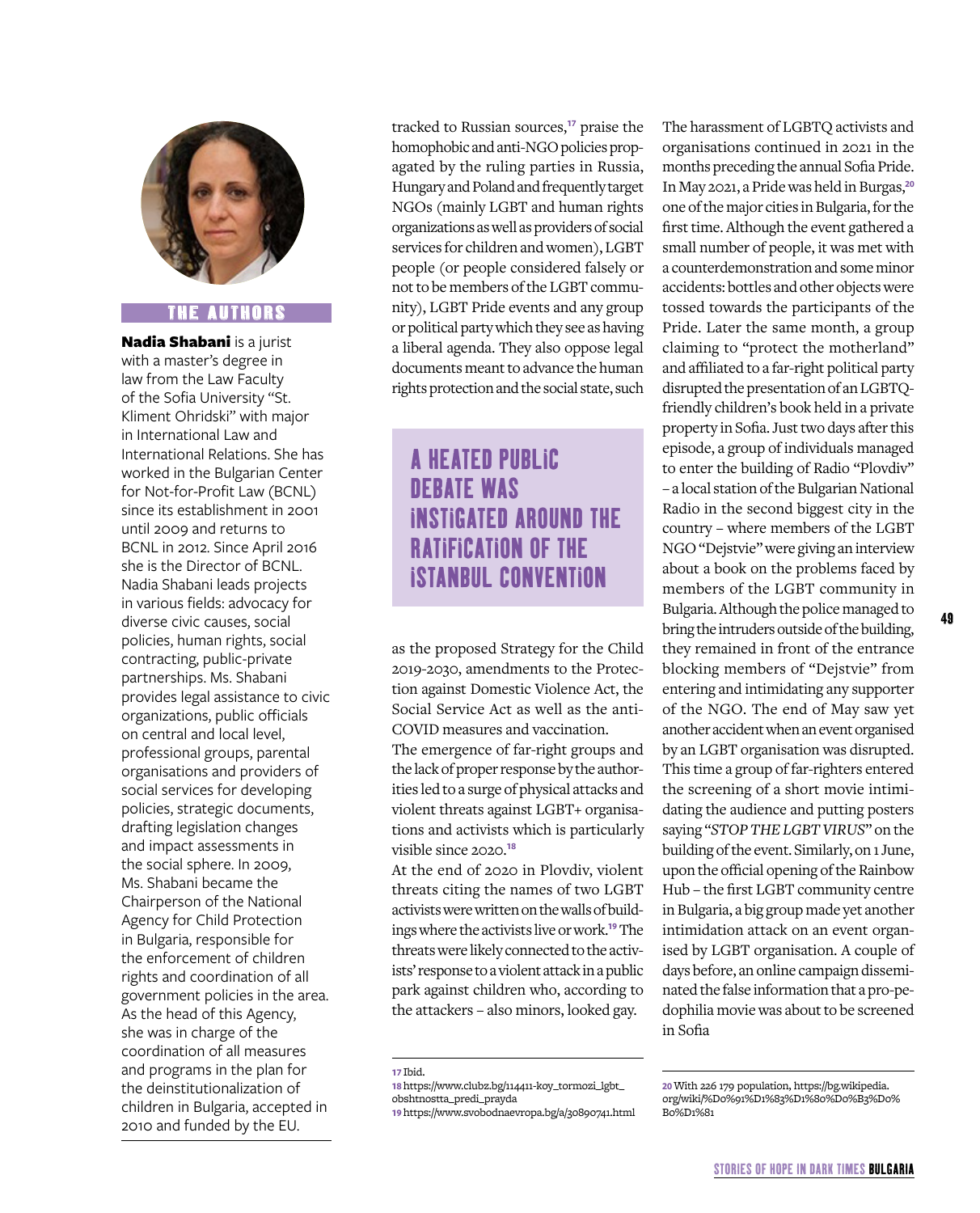## THE AUTHORS

**Nadia Shabani** is a jurist with a master's degree in law from the Law Faculty of the Sofia University "St. Kliment Ohridski" with major in International Law and International Relations. She has worked in the Bulgarian Center for Not-for-Profit Law (BCNL) since its establishment in 2001 until 2009 and returns to BCNL in 2012. Since April 2016 she is the Director of BCNL. Nadia Shabani leads projects in various fields: advocacy for diverse civic causes, social policies, human rights, social contracting, public-private partnerships. Ms. Shabani provides legal assistance to civic organizations, public officials on central and local level, professional groups, parental organisations and providers of social services for developing policies, strategic documents, drafting legislation changes and impact assessments in the social sphere. In 2009, Ms. Shabani became the Chairperson of the National Agency for Child Protection in Bulgaria, responsible for the enforcement of children rights and coordination of all government policies in the area. As the head of this Agency, she was in charge of the coordination of all measures and programs in the plan for the deinstitutionalization of children in Bulgaria, accepted in 2010 and funded by the EU.

tracked to Russian sources,[17] praise the homophobic and anti-NGO policies propagated by the ruling parties in Russia, Hungary and Poland and frequently target NGOs (mainly LGBT and human rights organizations as well as providers of social services for children and women), LGBT people (or people considered falsely or not to be members of the LGBT community), LGBT Pride events and any group or political party which they see as having a liberal agenda. They also oppose legal documents meant to advance the human rights protection and the social state, such as the proposed Strategy for the Child 2019-2030, amendments to the Protection against Domestic Violence Act, the Social Service Act as well as the anti-COVID measures and vaccination.

> A HEATED PUBLIC DEBATE WAS INSTIGATED AROUND THE RATIFICATION OF THE ISTANBUL CONVENTION

The emergence of far-right groups and the lack of proper response by the authorities led to a surge of physical attacks and violent threats against LGBT+ organisations and activists which is particularly visible since 2020.[18]

At the end of 2020 in Plovdiv, violent threats citing the names of two LGBT activists were written on the walls of buildings where the activists live or work.[19] The threats were likely connected to the activists' response to a violent attack in a public park against children who, according to the attackers – also minors, looked gay.

The harassment of LGBTQ activists and organisations continued in 2021 in the months preceding the annual Sofia Pride. In May 2021, a Pride was held in Burgas,[20] one of the major cities in Bulgaria, for the first time. Although the event gathered a small number of people, it was met with a counterdemonstration and some minor accidents: bottles and other objects were tossed towards the participants of the Pride. Later the same month, a group claiming to "protect the motherland" and affiliated to a far-right political party disrupted the presentation of an LGBTQ-friendly children's book held in a private property in Sofia. Just two days after this episode, a group of individuals managed to enter the building of Radio "Plovdiv" – a local station of the Bulgarian National Radio in the second biggest city in the country – where members of the LGBT NGO "Dejstvie" were giving an interview about a book on the problems faced by members of the LGBT community in Bulgaria. Although the police managed to bring the intruders outside of the building, they remained in front of the entrance blocking members of "Dejstvie" from entering and intimidating any supporter of the NGO. The end of May saw yet another accident when an event organised by an LGBT organisation was disrupted. This time a group of far-righters entered the screening of a short movie intimidating the audience and putting posters saying "*STOP THE LGBT VIRUS*" on the building of the event. Similarly, on 1 June, upon the official opening of the Rainbow Hub – the first LGBT community centre in Bulgaria, a big group made yet another intimidation attack on an event organised by LGBT organisation. A couple of days before, an online campaign disseminated the false information that a pro-pedophilia movie was about to be screened in Sofia

---

17 Ibid.

18 https://www.clubz.bg/114411-koy_tormozi_lgbt_obshtnostta_predi_prayda

19 https://www.svobodnaevropa.bg/a/30890741.html

20 With 226 179 population, https://bg.wikipedia.org/wiki/%D0%91%D1%83%D1%80%D0%B3%D0%B0%D1%81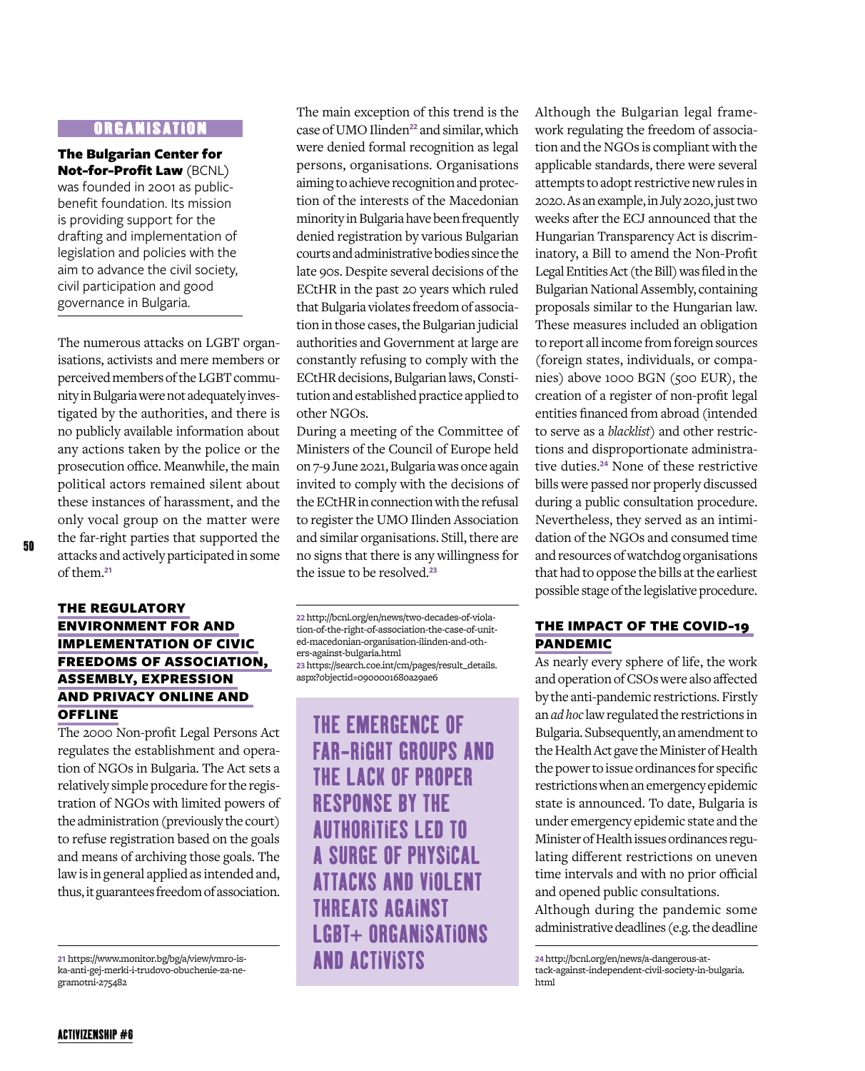## ORGANISATION

**The Bulgarian Center for Not-for-Profit Law** (BCNL) was founded in 2001 as public-benefit foundation. Its mission is providing support for the drafting and implementation of legislation and policies with the aim to advance the civil society, civil participation and good governance in Bulgaria.

The numerous attacks on LGBT organisations, activists and mere members or perceived members of the LGBT community in Bulgaria were not adequately investigated by the authorities, and there is no publicly available information about any actions taken by the police or the prosecution office. Meanwhile, the main political actors remained silent about these instances of harassment, and the only vocal group on the matter were the far-right parties that supported the attacks and actively participated in some of them.[21]

### THE REGULATORY ENVIRONMENT FOR AND IMPLEMENTATION OF CIVIC FREEDOMS OF ASSOCIATION, ASSEMBLY, EXPRESSION AND PRIVACY ONLINE AND OFFLINE

The 2000 Non-profit Legal Persons Act regulates the establishment and operation of NGOs in Bulgaria. The Act sets a relatively simple procedure for the registration of NGOs with limited powers of the administration (previously the court) to refuse registration based on the goals and means of archiving those goals. The law is in general applied as intended and, thus, it guarantees freedom of association.

The main exception of this trend is the case of UMO Ilinden[22] and similar, which were denied formal recognition as legal persons, organisations. Organisations aiming to achieve recognition and protection of the interests of the Macedonian minority in Bulgaria have been frequently denied registration by various Bulgarian courts and administrative bodies since the late 90s. Despite several decisions of the ECtHR in the past 20 years which ruled that Bulgaria violates freedom of association in those cases, the Bulgarian judicial authorities and Government at large are constantly refusing to comply with the ECtHR decisions, Bulgarian laws, Constitution and established practice applied to other NGOs.

During a meeting of the Committee of Ministers of the Council of Europe held on 7-9 June 2021, Bulgaria was once again invited to comply with the decisions of the ECtHR in connection with the refusal to register the UMO Ilinden Association and similar organisations. Still, there are no signs that there is any willingness for the issue to be resolved.[23]

> THE EMERGENCE OF FAR-RIGHT GROUPS AND THE LACK OF PROPER RESPONSE BY THE AUTHORITIES LED TO A SURGE OF PHYSICAL ATTACKS AND VIOLENT THREATS AGAINST LGBT+ ORGANISATIONS AND ACTIVISTS

Although the Bulgarian legal framework regulating the freedom of association and the NGOs is compliant with the applicable standards, there were several attempts to adopt restrictive new rules in 2020. As an example, in July 2020, just two weeks after the ECJ announced that the Hungarian Transparency Act is discriminatory, a Bill to amend the Non-Profit Legal Entities Act (the Bill) was filed in the Bulgarian National Assembly, containing proposals similar to the Hungarian law. These measures included an obligation to report all income from foreign sources (foreign states, individuals, or companies) above 1000 BGN (500 EUR), the creation of a register of non-profit legal entities financed from abroad (intended to serve as a *blacklist*) and other restrictions and disproportionate administrative duties.[24] None of these restrictive bills were passed nor properly discussed during a public consultation procedure. Nevertheless, they served as an intimidation of the NGOs and consumed time and resources of watchdog organisations that had to oppose the bills at the earliest possible stage of the legislative procedure.

### THE IMPACT OF THE COVID-19 PANDEMIC

As nearly every sphere of life, the work and operation of CSOs were also affected by the anti-pandemic restrictions. Firstly an *ad hoc* law regulated the restrictions in Bulgaria. Subsequently, an amendment to the Health Act gave the Minister of Health the power to issue ordinances for specific restrictions when an emergency epidemic state is announced. To date, Bulgaria is under emergency epidemic state and the Minister of Health issues ordinances regulating different restrictions on uneven time intervals and with no prior official and opened public consultations.

Although during the pandemic some administrative deadlines (e.g. the deadline

---

21 https://www.monitor.bg/bg/a/view/vmro-iska-anti-gej-merki-i-trudovo-obuchenie-za-negramotni-275482

22 http://bcnl.org/en/news/two-decades-of-violation-of-the-right-of-association-the-case-of-united-macedonian-organisation-ilinden-and-others-against-bulgaria.html

23 https://search.coe.int/cm/pages/result_details.aspx?objectid=0900001680a29ae6

24 http://bcnl.org/en/news/a-dangerous-attack-against-independent-civil-society-in-bulgaria.html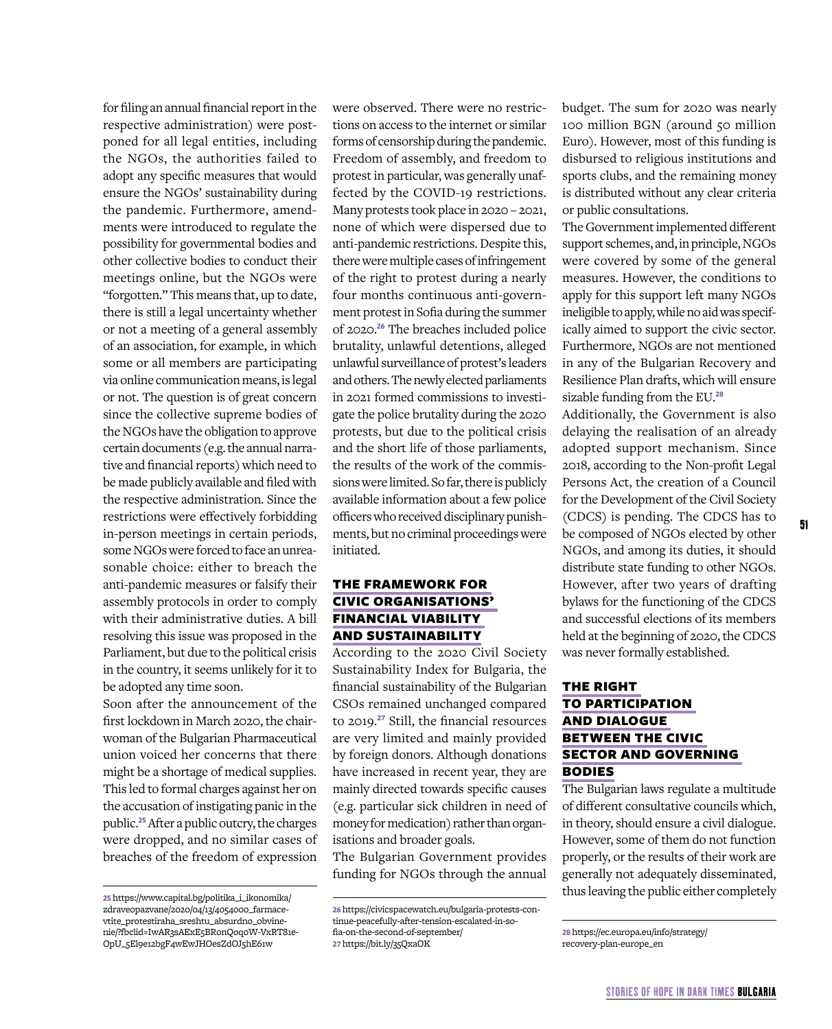for filing an annual financial report in the respective administration) were postponed for all legal entities, including the NGOs, the authorities failed to adopt any specific measures that would ensure the NGOs' sustainability during the pandemic. Furthermore, amendments were introduced to regulate the possibility for governmental bodies and other collective bodies to conduct their meetings online, but the NGOs were "forgotten." This means that, up to date, there is still a legal uncertainty whether or not a meeting of a general assembly of an association, for example, in which some or all members are participating via online communication means, is legal or not. The question is of great concern since the collective supreme bodies of the NGOs have the obligation to approve certain documents (e.g. the annual narrative and financial reports) which need to be made publicly available and filed with the respective administration. Since the restrictions were effectively forbidding in-person meetings in certain periods, some NGOs were forced to face an unreasonable choice: either to breach the anti-pandemic measures or falsify their assembly protocols in order to comply with their administrative duties. A bill resolving this issue was proposed in the Parliament, but due to the political crisis in the country, it seems unlikely for it to be adopted any time soon.

Soon after the announcement of the first lockdown in March 2020, the chairwoman of the Bulgarian Pharmaceutical union voiced her concerns that there might be a shortage of medical supplies. This led to formal charges against her on the accusation of instigating panic in the public.[25] After a public outcry, the charges were dropped, and no similar cases of breaches of the freedom of expression were observed. There were no restrictions on access to the internet or similar forms of censorship during the pandemic. Freedom of assembly, and freedom to protest in particular, was generally unaffected by the COVID-19 restrictions. Many protests took place in 2020 – 2021, none of which were dispersed due to anti-pandemic restrictions. Despite this, there were multiple cases of infringement of the right to protest during a nearly four months continuous anti-government protest in Sofia during the summer of 2020.[26] The breaches included police brutality, unlawful detentions, alleged unlawful surveillance of protest's leaders and others. The newly elected parliaments in 2021 formed commissions to investigate the police brutality during the 2020 protests, but due to the political crisis and the short life of those parliaments, the results of the work of the commissions were limited. So far, there is publicly available information about a few police officers who received disciplinary punishments, but no criminal proceedings were initiated.

## THE FRAMEWORK FOR CIVIC ORGANISATIONS' FINANCIAL VIABILITY AND SUSTAINABILITY

According to the 2020 Civil Society Sustainability Index for Bulgaria, the financial sustainability of the Bulgarian CSOs remained unchanged compared to 2019.[27] Still, the financial resources are very limited and mainly provided by foreign donors. Although donations have increased in recent year, they are mainly directed towards specific causes (e.g. particular sick children in need of money for medication) rather than organisations and broader goals.

The Bulgarian Government provides funding for NGOs through the annual budget. The sum for 2020 was nearly 100 million BGN (around 50 million Euro). However, most of this funding is disbursed to religious institutions and sports clubs, and the remaining money is distributed without any clear criteria or public consultations.

The Government implemented different support schemes, and, in principle, NGOs were covered by some of the general measures. However, the conditions to apply for this support left many NGOs ineligible to apply, while no aid was specifically aimed to support the civic sector. Furthermore, NGOs are not mentioned in any of the Bulgarian Recovery and Resilience Plan drafts, which will ensure sizable funding from the EU.[28]

Additionally, the Government is also delaying the realisation of an already adopted support mechanism. Since 2018, according to the Non-profit Legal Persons Act, the creation of a Council for the Development of the Civil Society (CDCS) is pending. The CDCS has to be composed of NGOs elected by other NGOs, and among its duties, it should distribute state funding to other NGOs. However, after two years of drafting bylaws for the functioning of the CDCS and successful elections of its members held at the beginning of 2020, the CDCS was never formally established.

## THE RIGHT TO PARTICIPATION AND DIALOGUE BETWEEN THE CIVIC SECTOR AND GOVERNING BODIES

The Bulgarian laws regulate a multitude of different consultative councils which, in theory, should ensure a civil dialogue. However, some of them do not function properly, or the results of their work are generally not adequately disseminated, thus leaving the public either completely

---

[25] https://www.capital.bg/politika_i_ikonomika/zdraveopazvane/2020/04/13/4054000_farmacevtite_protestiraha_sreshtu_absurdno_obvinenie/?fbclid=IwAR3sAExE5BR0nQ0qoW-VxRT81e-OpU_5El9e12bgF4wEwJHOesZdOJ5hE61w

[26] https://civicspacewatch.eu/bulgaria-protests-continue-peacefully-after-tension-escalated-in-sofia-on-the-second-of-september/

[27] https://bit.ly/35QxaOK

[28] https://ec.europa.eu/info/strategy/recovery-plan-europe_en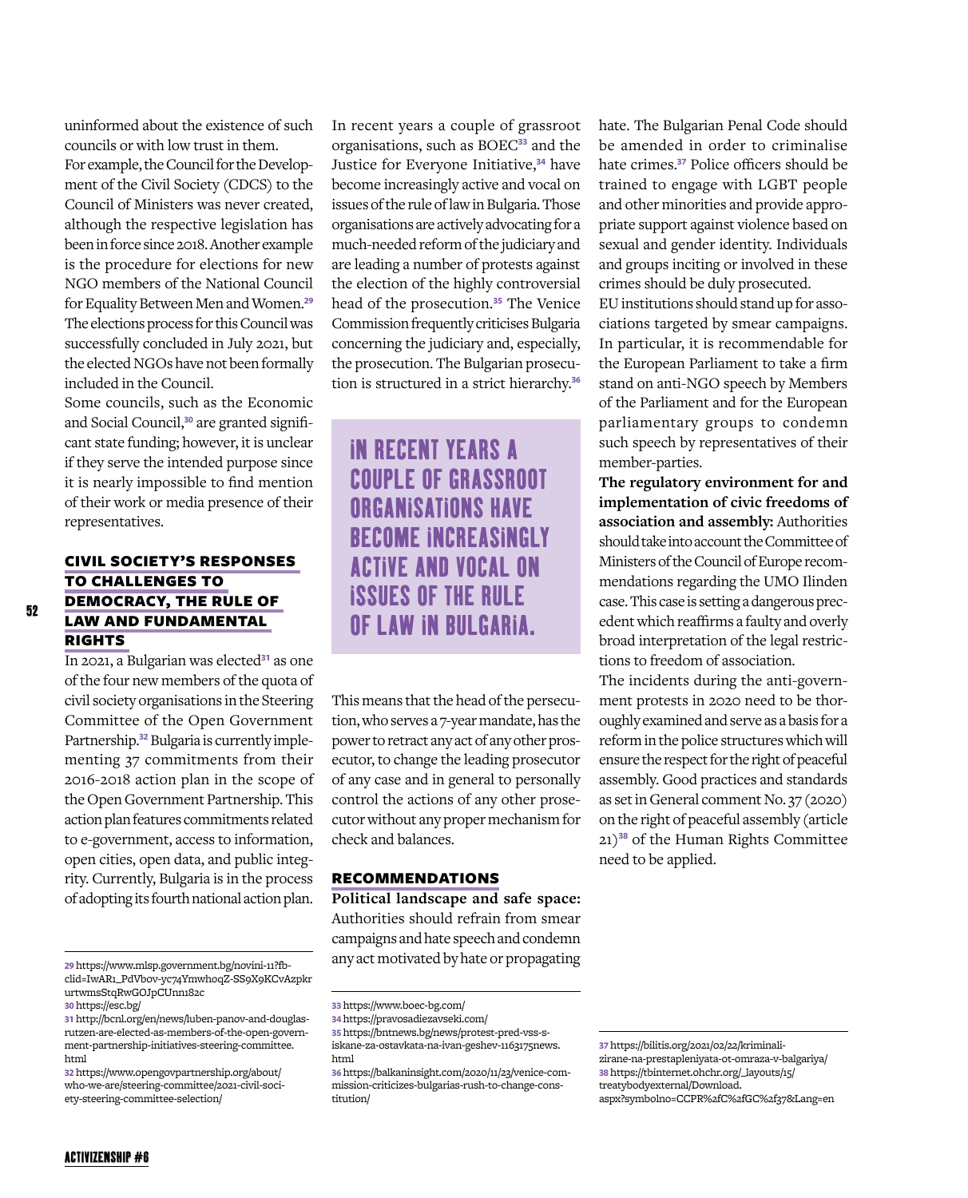uninformed about the existence of such councils or with low trust in them.

For example, the Council for the Development of the Civil Society (CDCS) to the Council of Ministers was never created, although the respective legislation has been in force since 2018. Another example is the procedure for elections for new NGO members of the National Council for Equality Between Men and Women.[29] The elections process for this Council was successfully concluded in July 2021, but the elected NGOs have not been formally included in the Council.

Some councils, such as the Economic and Social Council,[30] are granted significant state funding; however, it is unclear if they serve the intended purpose since it is nearly impossible to find mention of their work or media presence of their representatives.

## CIVIL SOCIETY'S RESPONSES TO CHALLENGES TO DEMOCRACY, THE RULE OF LAW AND FUNDAMENTAL RIGHTS

In 2021, a Bulgarian was elected[31] as one of the four new members of the quota of civil society organisations in the Steering Committee of the Open Government Partnership.[32] Bulgaria is currently implementing 37 commitments from their 2016-2018 action plan in the scope of the Open Government Partnership. This action plan features commitments related to e-government, access to information, open cities, open data, and public integrity. Currently, Bulgaria is in the process of adopting its fourth national action plan.

In recent years a couple of grassroot organisations, such as BOEC[33] and the Justice for Everyone Initiative,[34] have become increasingly active and vocal on issues of the rule of law in Bulgaria. Those organisations are actively advocating for a much-needed reform of the judiciary and are leading a number of protests against the election of the highly controversial head of the prosecution.[35] The Venice Commission frequently criticises Bulgaria concerning the judiciary and, especially, the prosecution. The Bulgarian prosecution is structured in a strict hierarchy.[36]

> IN RECENT YEARS A COUPLE OF GRASSROOT ORGANISATIONS HAVE BECOME INCREASINGLY ACTIVE AND VOCAL ON ISSUES OF THE RULE OF LAW IN BULGARIA.

This means that the head of the persecution, who serves a 7-year mandate, has the power to retract any act of any other prosecutor, to change the leading prosecutor of any case and in general to personally control the actions of any other prosecutor without any proper mechanism for check and balances.

## RECOMMENDATIONS

**Political landscape and safe space:** Authorities should refrain from smear campaigns and hate speech and condemn any act motivated by hate or propagating hate. The Bulgarian Penal Code should be amended in order to criminalise hate crimes.[37] Police officers should be trained to engage with LGBT people and other minorities and provide appropriate support against violence based on sexual and gender identity. Individuals and groups inciting or involved in these crimes should be duly prosecuted.

EU institutions should stand up for associations targeted by smear campaigns. In particular, it is recommendable for the European Parliament to take a firm stand on anti-NGO speech by Members of the Parliament and for the European parliamentary groups to condemn such speech by representatives of their member-parties.

**The regulatory environment for and implementation of civic freedoms of association and assembly:** Authorities should take into account the Committee of Ministers of the Council of Europe recommendations regarding the UMO Ilinden case. This case is setting a dangerous precedent which reaffirms a faulty and overly broad interpretation of the legal restrictions to freedom of association.

The incidents during the anti-government protests in 2020 need to be thoroughly examined and serve as a basis for a reform in the police structures which will ensure the respect for the right of peaceful assembly. Good practices and standards as set in General comment No. 37 (2020) on the right of peaceful assembly (article 21)[38] of the Human Rights Committee need to be applied.

---

29 https://www.mlsp.government.bg/novini-11?fbclid=IwAR1_PdVbov-yc74YmwhoqZ-SS9X9KCvAzpkrurtwmsStqRwGOJpCUnn182c

30 https://esc.bg/

31 http://bcnl.org/en/news/luben-panov-and-douglas-rutzen-are-elected-as-members-of-the-open-government-partnership-initiatives-steering-committee.html

32 https://www.opengovpartnership.org/about/who-we-are/steering-committee/2021-civil-society-steering-committee-selection/

33 https://www.boec-bg.com/

34 https://pravosadiezavseki.com/

35 https://bntnews.bg/news/protest-pred-vss-s-iskane-za-ostavkata-na-ivan-geshev-1163175news.html

36 https://balkaninsight.com/2020/11/23/venice-commission-criticizes-bulgarias-rush-to-change-constitution/

37 https://bilitis.org/2021/02/22/kriminalizirane-na-prestapleniyata-ot-omraza-v-balgariya/

38 https://tbinternet.ohchr.org/_layouts/15/treatybodyexternal/Download.aspx?symbolno=CCPR%2fC%2fGC%2f37&Lang=en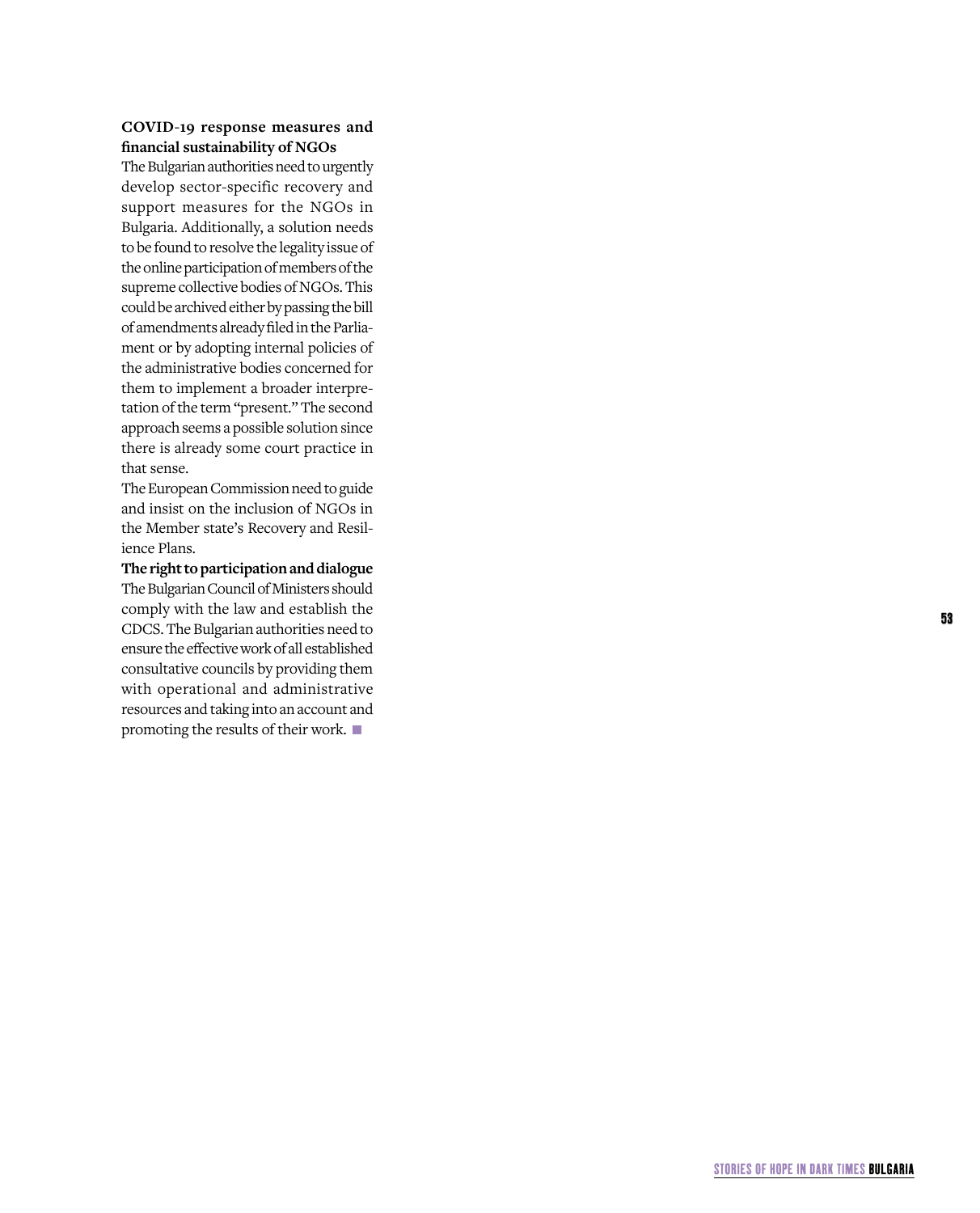**COVID-19 response measures and financial sustainability of NGOs**

The Bulgarian authorities need to urgently develop sector-specific recovery and support measures for the NGOs in Bulgaria. Additionally, a solution needs to be found to resolve the legality issue of the online participation of members of the supreme collective bodies of NGOs. This could be archived either by passing the bill of amendments already filed in the Parliament or by adopting internal policies of the administrative bodies concerned for them to implement a broader interpretation of the term "present." The second approach seems a possible solution since there is already some court practice in that sense.

The European Commission need to guide and insist on the inclusion of NGOs in the Member state's Recovery and Resilience Plans.

**The right to participation and dialogue**

The Bulgarian Council of Ministers should comply with the law and establish the CDCS. The Bulgarian authorities need to ensure the effective work of all established consultative councils by providing them with operational and administrative resources and taking into an account and promoting the results of their work.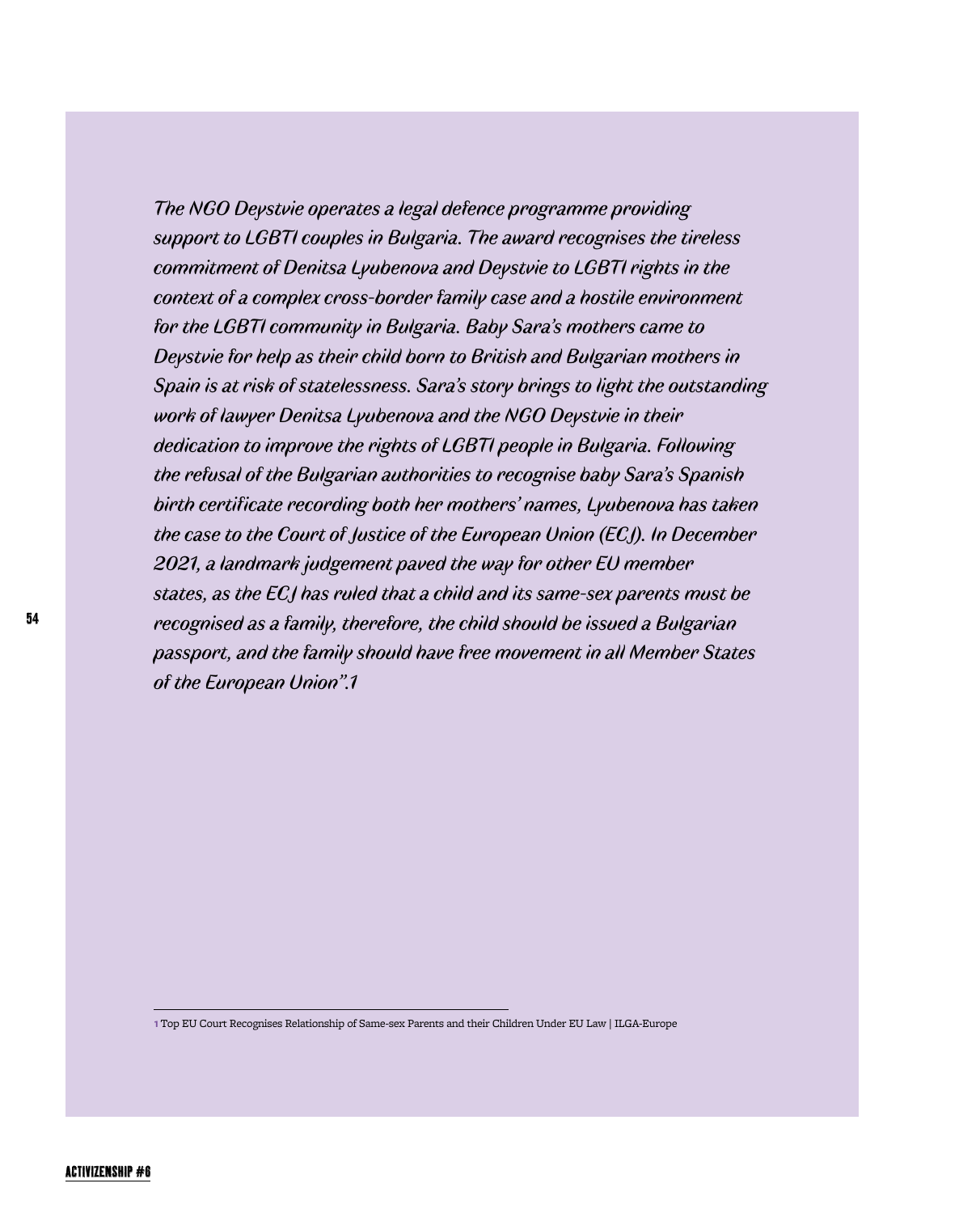*The NGO Deystvie operates a legal defence programme providing support to LGBTI couples in Bulgaria. The award recognises the tireless commitment of Denitsa Lyubenova and Deystvie to LGBTI rights in the context of a complex cross-border family case and a hostile environment for the LGBTI community in Bulgaria. Baby Sara's mothers came to Deystvie for help as their child born to British and Bulgarian mothers in Spain is at risk of statelessness. Sara's story brings to light the outstanding work of lawyer Denitsa Lyubenova and the NGO Deystvie in their dedication to improve the rights of LGBTI people in Bulgaria. Following the refusal of the Bulgarian authorities to recognise baby Sara's Spanish birth certificate recording both her mothers' names, Lyubenova has taken the case to the Court of Justice of the European Union (ECJ). In December 2021, a landmark judgement paved the way for other EU member states, as the ECJ has ruled that a child and its same-sex parents must be recognised as a family, therefore, the child should be issued a Bulgarian passport, and the family should have free movement in all Member States of the European Union".[1]*

---

[1] Top EU Court Recognises Relationship of Same-sex Parents and their Children Under EU Law | ILGA-Europe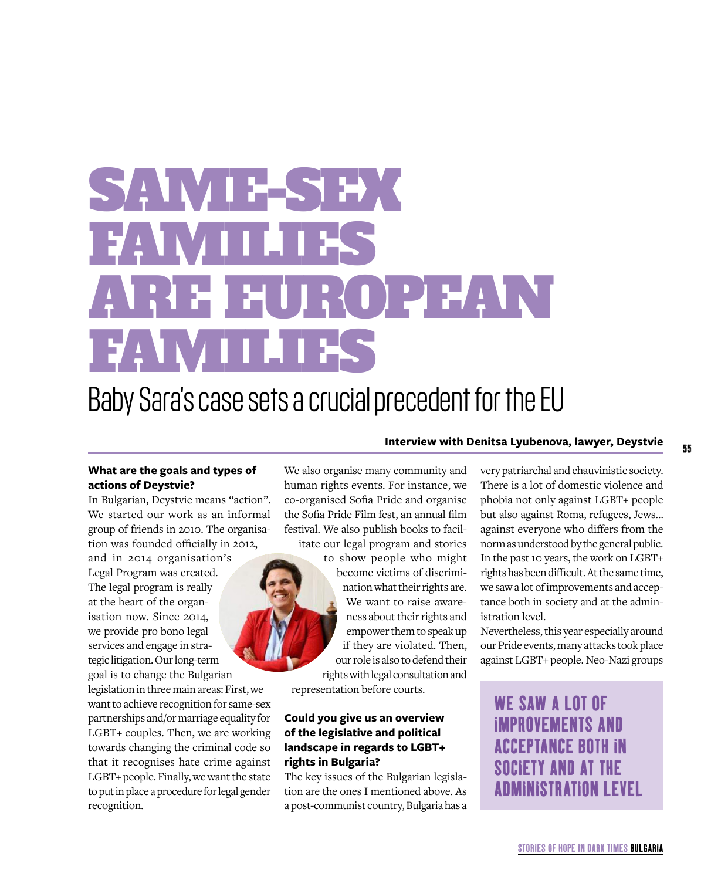# SAME-SEX FAMILIES ARE EUROPEAN FAMILIES

## Baby Sara's case sets a crucial precedent for the EU

**Interview with Denitsa Lyubenova, lawyer, Deystvie**

**What are the goals and types of actions of Deystvie?**

In Bulgarian, Deystvie means "action". We started our work as an informal group of friends in 2010. The organisation was founded officially in 2012, and in 2014 organisation's Legal Program was created. The legal program is really at the heart of the organisation now. Since 2014, we provide pro bono legal services and engage in strategic litigation. Our long-term goal is to change the Bulgarian legislation in three main areas: First, we want to achieve recognition for same-sex partnerships and/or marriage equality for LGBT+ couples. Then, we are working towards changing the criminal code so that it recognises hate crime against LGBT+ people. Finally, we want the state to put in place a procedure for legal gender recognition.

We also organise many community and human rights events. For instance, we co-organised Sofia Pride and organise the Sofia Pride Film fest, an annual film festival. We also publish books to facilitate our legal program and stories to show people who might become victims of discrimination what their rights are. We want to raise awareness about their rights and empower them to speak up if they are violated. Then, our role is also to defend their rights with legal consultation and representation before courts.

**Could you give us an overview of the legislative and political landscape in regards to LGBT+ rights in Bulgaria?**

The key issues of the Bulgarian legislation are the ones I mentioned above. As a post-communist country, Bulgaria has a very patriarchal and chauvinistic society. There is a lot of domestic violence and phobia not only against LGBT+ people but also against Roma, refugees, Jews... against everyone who differs from the norm as understood by the general public. In the past 10 years, the work on LGBT+ rights has been difficult. At the same time, we saw a lot of improvements and acceptance both in society and at the administration level.

Nevertheless, this year especially around our Pride events, many attacks took place against LGBT+ people. Neo-Nazi groups

> WE SAW A LOT OF IMPROVEMENTS AND ACCEPTANCE BOTH IN SOCIETY AND AT THE ADMINISTRATION LEVEL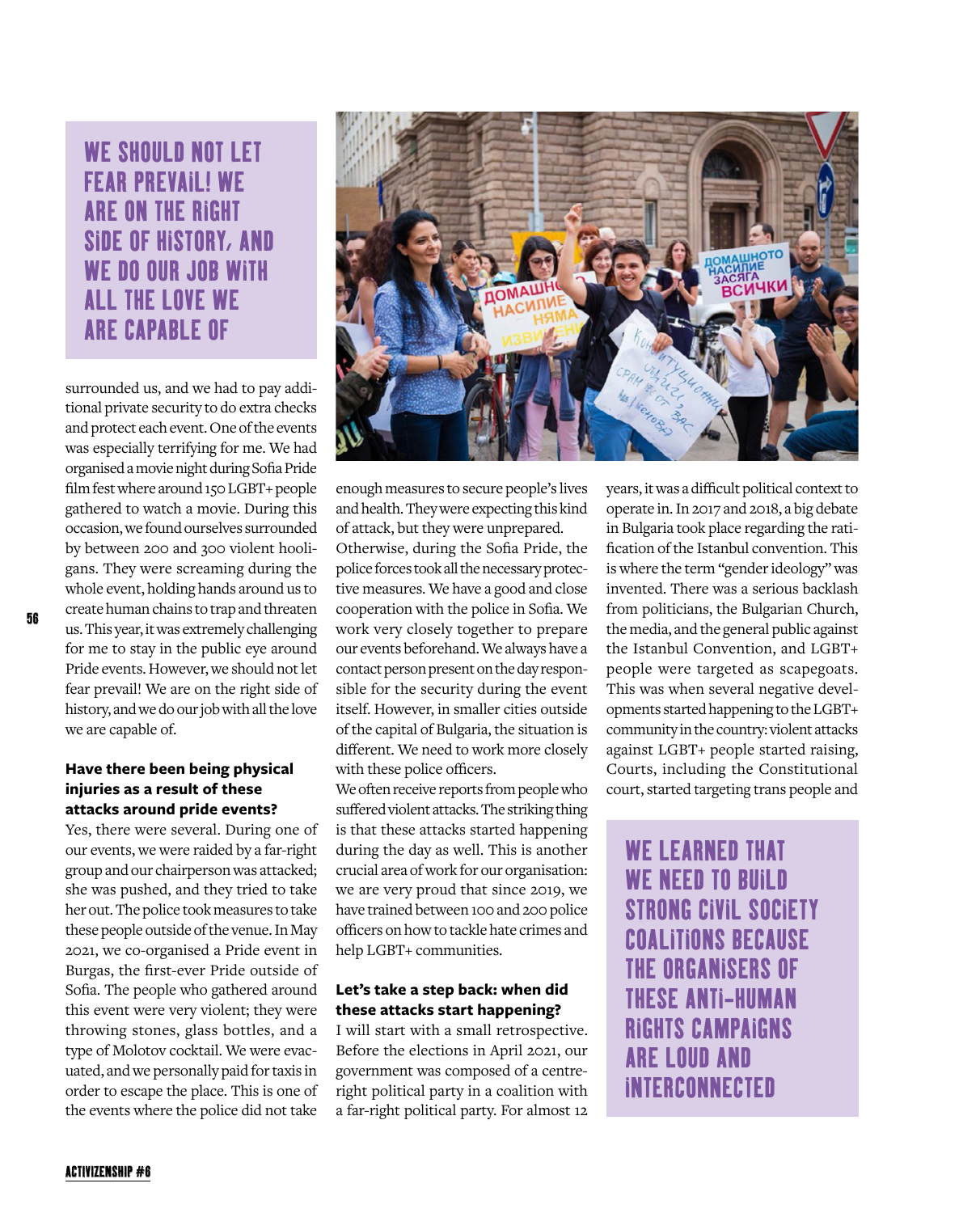> WE SHOULD NOT LET FEAR PREVAIL! WE ARE ON THE RIGHT SIDE OF HISTORY, AND WE DO OUR JOB WITH ALL THE LOVE WE ARE CAPABLE OF

surrounded us, and we had to pay additional private security to do extra checks and protect each event. One of the events was especially terrifying for me. We had organised a movie night during Sofia Pride film fest where around 150 LGBT+ people gathered to watch a movie. During this occasion, we found ourselves surrounded by between 200 and 300 violent hooligans. They were screaming during the whole event, holding hands around us to create human chains to trap and threaten us. This year, it was extremely challenging for me to stay in the public eye around Pride events. However, we should not let fear prevail! We are on the right side of history, and we do our job with all the love we are capable of.

**Have there been being physical injuries as a result of these attacks around pride events?**

Yes, there were several. During one of our events, we were raided by a far-right group and our chairperson was attacked; she was pushed, and they tried to take her out. The police took measures to take these people outside of the venue. In May 2021, we co-organised a Pride event in Burgas, the first-ever Pride outside of Sofia. The people who gathered around this event were very violent; they were throwing stones, glass bottles, and a type of Molotov cocktail. We were evacuated, and we personally paid for taxis in order to escape the place. This is one of the events where the police did not take enough measures to secure people's lives and health. They were expecting this kind of attack, but they were unprepared. Otherwise, during the Sofia Pride, the police forces took all the necessary protective measures. We have a good and close cooperation with the police in Sofia. We work very closely together to prepare our events beforehand. We always have a contact person present on the day responsible for the security during the event itself. However, in smaller cities outside of the capital of Bulgaria, the situation is different. We need to work more closely with these police officers.

We often receive reports from people who suffered violent attacks. The striking thing is that these attacks started happening during the day as well. This is another crucial area of work for our organisation: we are very proud that since 2019, we have trained between 100 and 200 police officers on how to tackle hate crimes and help LGBT+ communities.

**Let's take a step back: when did these attacks start happening?**

I will start with a small retrospective. Before the elections in April 2021, our government was composed of a centre-right political party in a coalition with a far-right political party. For almost 12 years, it was a difficult political context to operate in. In 2017 and 2018, a big debate in Bulgaria took place regarding the ratification of the Istanbul convention. This is where the term "gender ideology" was invented. There was a serious backlash from politicians, the Bulgarian Church, the media, and the general public against the Istanbul Convention, and LGBT+ people were targeted as scapegoats. This was when several negative developments started happening to the LGBT+ community in the country: violent attacks against LGBT+ people started raising, Courts, including the Constitutional court, started targeting trans people and

> WE LEARNED THAT WE NEED TO BUILD STRONG CIVIL SOCIETY COALITIONS BECAUSE THE ORGANISERS OF THESE ANTI-HUMAN RIGHTS CAMPAIGNS ARE LOUD AND INTERCONNECTED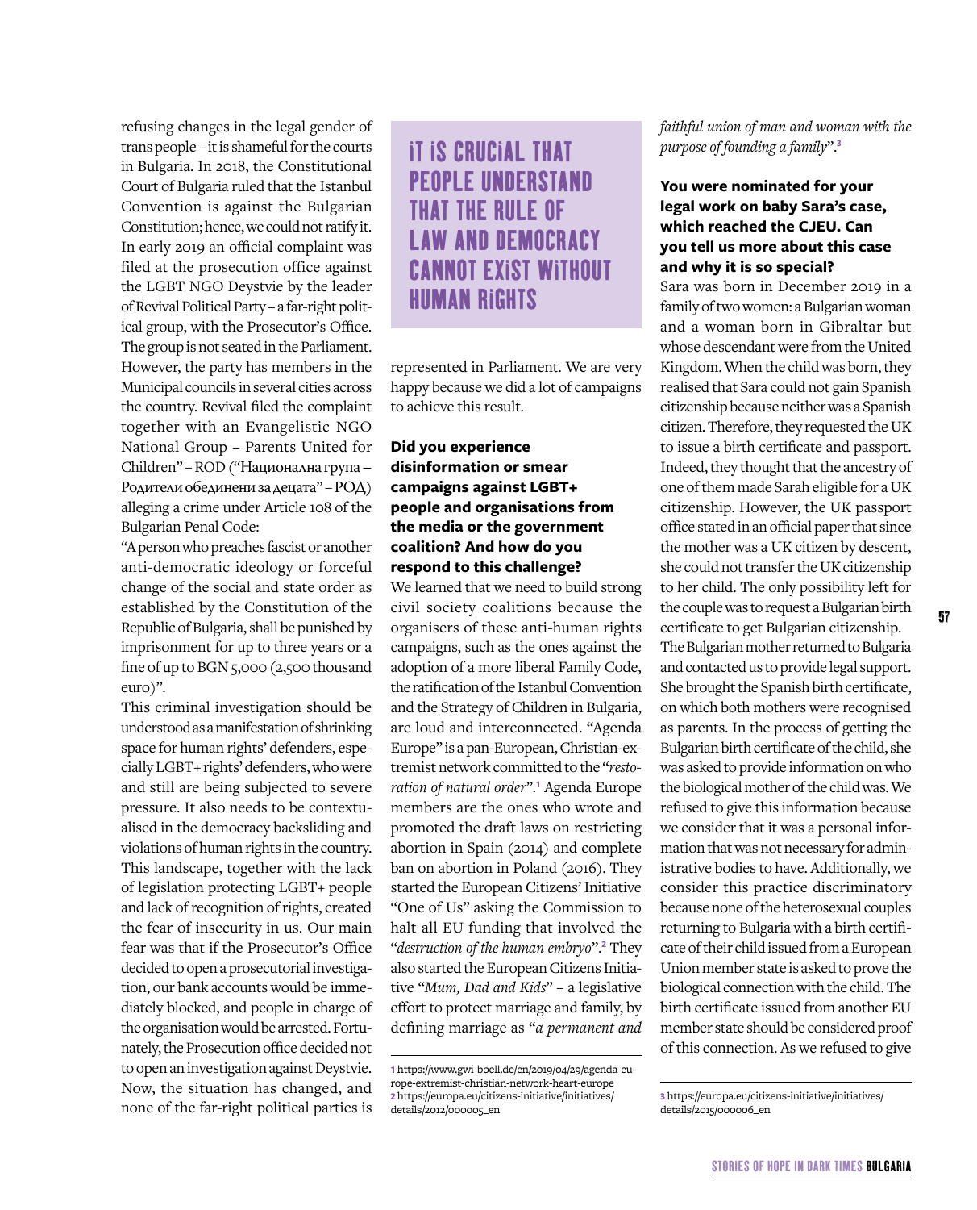refusing changes in the legal gender of trans people – it is shameful for the courts in Bulgaria. In 2018, the Constitutional Court of Bulgaria ruled that the Istanbul Convention is against the Bulgarian Constitution; hence, we could not ratify it. In early 2019 an official complaint was filed at the prosecution office against the LGBT NGO Deystvie by the leader of Revival Political Party – a far-right political group, with the Prosecutor's Office. The group is not seated in the Parliament. However, the party has members in the Municipal councils in several cities across the country. Revival filed the complaint together with an Evangelistic NGO National Group – Parents United for Children" – ROD ("Национална група – Родители обединени за децата" – РОД) alleging a crime under Article 108 of the Bulgarian Penal Code:

"A person who preaches fascist or another anti-democratic ideology or forceful change of the social and state order as established by the Constitution of the Republic of Bulgaria, shall be punished by imprisonment for up to three years or a fine of up to BGN 5,000 (2,500 thousand euro)".

This criminal investigation should be understood as a manifestation of shrinking space for human rights' defenders, especially LGBT+ rights' defenders, who were and still are being subjected to severe pressure. It also needs to be contextualised in the democracy backsliding and violations of human rights in the country. This landscape, together with the lack of legislation protecting LGBT+ people and lack of recognition of rights, created the fear of insecurity in us. Our main fear was that if the Prosecutor's Office decided to open a prosecutorial investigation, our bank accounts would be immediately blocked, and people in charge of the organisation would be arrested. Fortunately, the Prosecution office decided not to open an investigation against Deystvie. Now, the situation has changed, and none of the far-right political parties is represented in Parliament. We are very happy because we did a lot of campaigns to achieve this result.

> IT IS CRUCIAL THAT PEOPLE UNDERSTAND THAT THE RULE OF LAW AND DEMOCRACY CANNOT EXIST WITHOUT HUMAN RIGHTS

**Did you experience disinformation or smear campaigns against LGBT+ people and organisations from the media or the government coalition? And how do you respond to this challenge?**

We learned that we need to build strong civil society coalitions because the organisers of these anti-human rights campaigns, such as the ones against the adoption of a more liberal Family Code, the ratification of the Istanbul Convention and the Strategy of Children in Bulgaria, are loud and interconnected. "Agenda Europe" is a pan-European, Christian-extremist network committed to the "*restoration of natural order*".[1] Agenda Europe members are the ones who wrote and promoted the draft laws on restricting abortion in Spain (2014) and complete ban on abortion in Poland (2016). They started the European Citizens' Initiative "One of Us" asking the Commission to halt all EU funding that involved the "*destruction of the human embryo*".[2] They also started the European Citizens Initiative "*Mum, Dad and Kids*" – a legislative effort to protect marriage and family, by defining marriage as "*a permanent and faithful union of man and woman with the purpose of founding a family*".[3]

**You were nominated for your legal work on baby Sara's case, which reached the CJEU. Can you tell us more about this case and why it is so special?**

Sara was born in December 2019 in a family of two women: a Bulgarian woman and a woman born in Gibraltar but whose descendant were from the United Kingdom. When the child was born, they realised that Sara could not gain Spanish citizenship because neither was a Spanish citizen. Therefore, they requested the UK to issue a birth certificate and passport. Indeed, they thought that the ancestry of one of them made Sarah eligible for a UK citizenship. However, the UK passport office stated in an official paper that since the mother was a UK citizen by descent, she could not transfer the UK citizenship to her child. The only possibility left for the couple was to request a Bulgarian birth certificate to get Bulgarian citizenship.

The Bulgarian mother returned to Bulgaria and contacted us to provide legal support. She brought the Spanish birth certificate, on which both mothers were recognised as parents. In the process of getting the Bulgarian birth certificate of the child, she was asked to provide information on who the biological mother of the child was. We refused to give this information because we consider that it was a personal information that was not necessary for administrative bodies to have. Additionally, we consider this practice discriminatory because none of the heterosexual couples returning to Bulgaria with a birth certificate of their child issued from a European Union member state is asked to prove the biological connection with the child. The birth certificate issued from another EU member state should be considered proof of this connection. As we refused to give

---

[1] https://www.gwi-boell.de/en/2019/04/29/agenda-europe-extremist-christian-network-heart-europe
[2] https://europa.eu/citizens-initiative/initiatives/details/2012/000005_en
[3] https://europa.eu/citizens-initiative/initiatives/details/2015/000006_en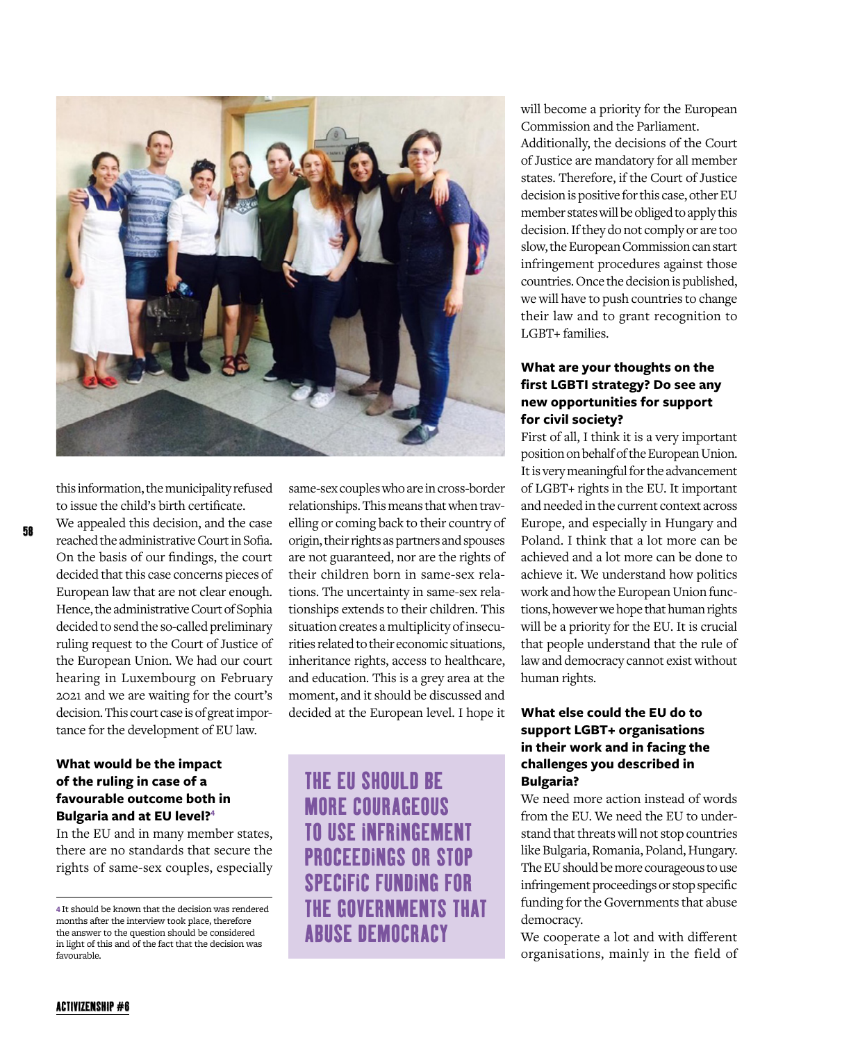this information, the municipality refused to issue the child's birth certificate. We appealed this decision, and the case reached the administrative Court in Sofia. On the basis of our findings, the court decided that this case concerns pieces of European law that are not clear enough. Hence, the administrative Court of Sophia decided to send the so-called preliminary ruling request to the Court of Justice of the European Union. We had our court hearing in Luxembourg on February 2021 and we are waiting for the court's decision. This court case is of great importance for the development of EU law.

**What would be the impact of the ruling in case of a favourable outcome both in Bulgaria and at EU level?**[4]

In the EU and in many member states, there are no standards that secure the rights of same-sex couples, especially same-sex couples who are in cross-border relationships. This means that when travelling or coming back to their country of origin, their rights as partners and spouses are not guaranteed, nor are the rights of their children born in same-sex relations. The uncertainty in same-sex relationships extends to their children. This situation creates a multiplicity of insecurities related to their economic situations, inheritance rights, access to healthcare, and education. This is a grey area at the moment, and it should be discussed and decided at the European level. I hope it will become a priority for the European Commission and the Parliament.

Additionally, the decisions of the Court of Justice are mandatory for all member states. Therefore, if the Court of Justice decision is positive for this case, other EU member states will be obliged to apply this decision. If they do not comply or are too slow, the European Commission can start infringement procedures against those countries. Once the decision is published, we will have to push countries to change their law and to grant recognition to LGBT+ families.

THE EU SHOULD BE MORE COURAGEOUS TO USE INFRINGEMENT PROCEEDINGS OR STOP SPECIFIC FUNDING FOR THE GOVERNMENTS THAT ABUSE DEMOCRACY

**What are your thoughts on the first LGBTI strategy? Do see any new opportunities for support for civil society?**

First of all, I think it is a very important position on behalf of the European Union. It is very meaningful for the advancement of LGBT+ rights in the EU. It important and needed in the current context across Europe, and especially in Hungary and Poland. I think that a lot more can be achieved and a lot more can be done to achieve it. We understand how politics work and how the European Union functions, however we hope that human rights will be a priority for the EU. It is crucial that people understand that the rule of law and democracy cannot exist without human rights.

**What else could the EU do to support LGBT+ organisations in their work and in facing the challenges you described in Bulgaria?**

We need more action instead of words from the EU. We need the EU to understand that threats will not stop countries like Bulgaria, Romania, Poland, Hungary. The EU should be more courageous to use infringement proceedings or stop specific funding for the Governments that abuse democracy.

We cooperate a lot and with different organisations, mainly in the field of

[4] It should be known that the decision was rendered months after the interview took place, therefore the answer to the question should be considered in light of this and of the fact that the decision was favourable.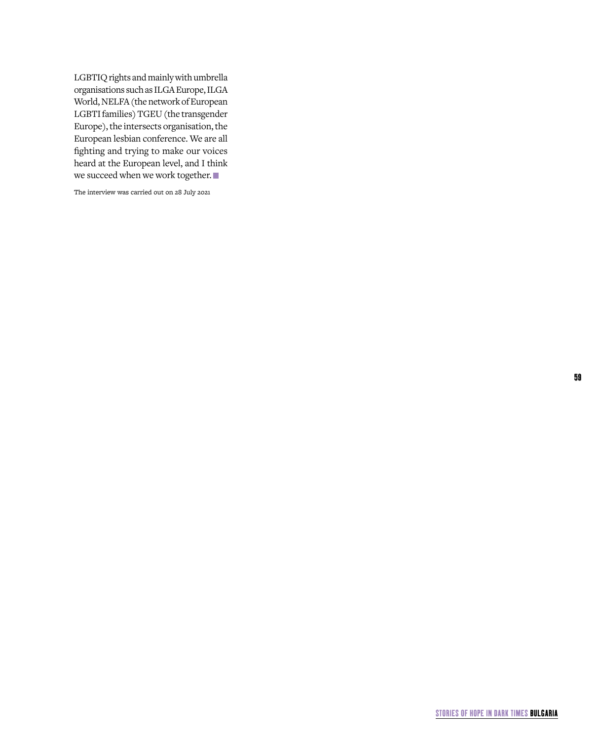LGBTIQ rights and mainly with umbrella organisations such as ILGA Europe, ILGA World, NELFA (the network of European LGBTI families) TGEU (the transgender Europe), the intersects organisation, the European lesbian conference. We are all fighting and trying to make our voices heard at the European level, and I think we succeed when we work together. ■

The interview was carried out on 28 July 2021